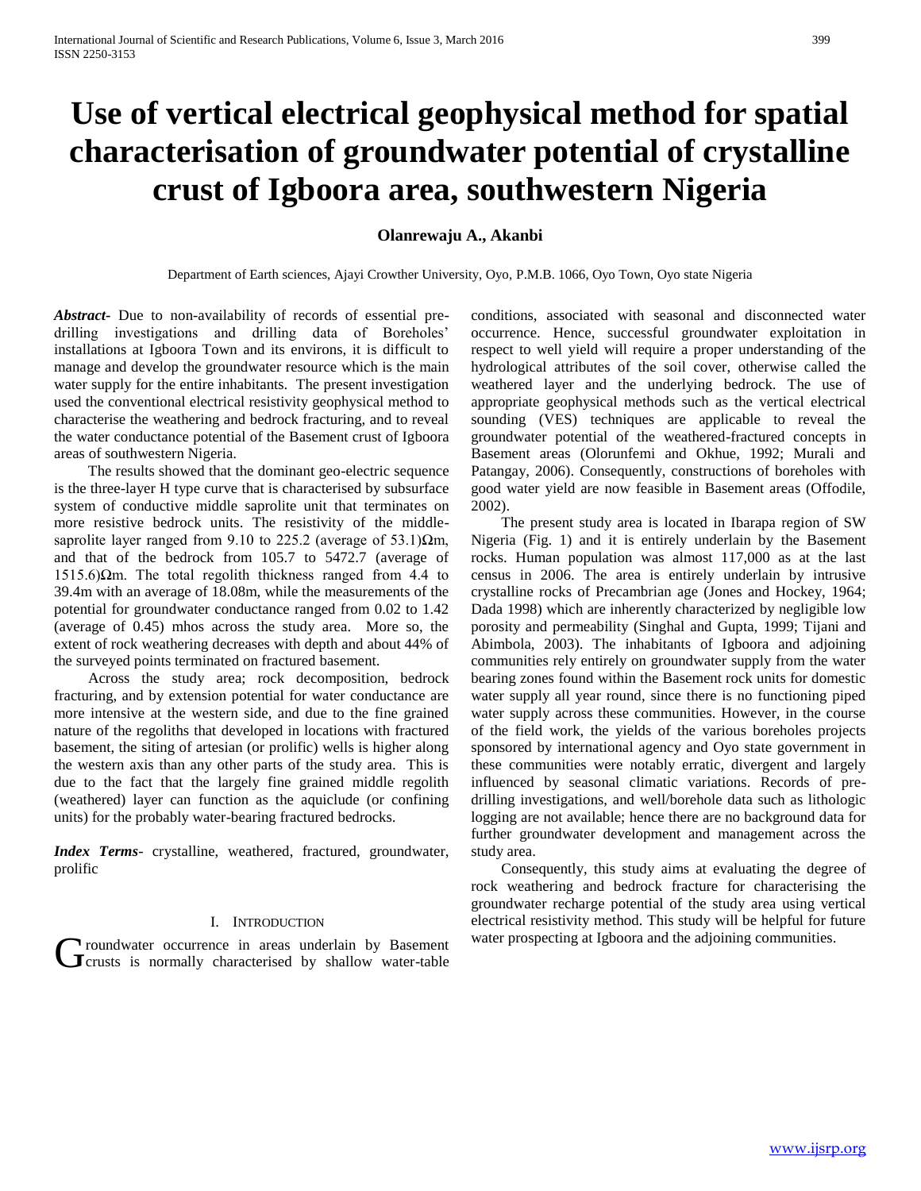# Use of vertical electrical geophysical method for spatial characterisation of groundwater potential of crystalline crust of Igboora area, southwestern Nigeria

**Olanrewaju A., Akanbi**

Department of Earth sciences, Ajayi Crowther University, Oyo, P.M.B. 1066, Oyo Town, Oyo state Nigeria

***Abstract*-** Due to non-availability of records of essential pre-drilling investigations and drilling data of Boreholes' installations at Igboora Town and its environs, it is difficult to manage and develop the groundwater resource which is the main water supply for the entire inhabitants. The present investigation used the conventional electrical resistivity geophysical method to characterise the weathering and bedrock fracturing, and to reveal the water conductance potential of the Basement crust of Igboora areas of southwestern Nigeria.

The results showed that the dominant geo-electric sequence is the three-layer H type curve that is characterised by subsurface system of conductive middle saprolite unit that terminates on more resistive bedrock units. The resistivity of the middle-saprolite layer ranged from 9.10 to 225.2 (average of 53.1)Ωm, and that of the bedrock from 105.7 to 5472.7 (average of 1515.6)Ωm. The total regolith thickness ranged from 4.4 to 39.4m with an average of 18.08m, while the measurements of the potential for groundwater conductance ranged from 0.02 to 1.42 (average of 0.45) mhos across the study area. More so, the extent of rock weathering decreases with depth and about 44% of the surveyed points terminated on fractured basement.

Across the study area; rock decomposition, bedrock fracturing, and by extension potential for water conductance are more intensive at the western side, and due to the fine grained nature of the regoliths that developed in locations with fractured basement, the siting of artesian (or prolific) wells is higher along the western axis than any other parts of the study area. This is due to the fact that the largely fine grained middle regolith (weathered) layer can function as the aquiclude (or confining units) for the probably water-bearing fractured bedrocks.

***Index Terms*-** crystalline, weathered, fractured, groundwater, prolific

## I. Introduction

Groundwater occurrence in areas underlain by Basement crusts is normally characterised by shallow water-table conditions, associated with seasonal and disconnected water occurrence. Hence, successful groundwater exploitation in respect to well yield will require a proper understanding of the hydrological attributes of the soil cover, otherwise called the weathered layer and the underlying bedrock. The use of appropriate geophysical methods such as the vertical electrical sounding (VES) techniques are applicable to reveal the groundwater potential of the weathered-fractured concepts in Basement areas (Olorunfemi and Okhue, 1992; Murali and Patangay, 2006). Consequently, constructions of boreholes with good water yield are now feasible in Basement areas (Offodile, 2002).

The present study area is located in Ibarapa region of SW Nigeria (Fig. 1) and it is entirely underlain by the Basement rocks. Human population was almost 117,000 as at the last census in 2006. The area is entirely underlain by intrusive crystalline rocks of Precambrian age (Jones and Hockey, 1964; Dada 1998) which are inherently characterized by negligible low porosity and permeability (Singhal and Gupta, 1999; Tijani and Abimbola, 2003). The inhabitants of Igboora and adjoining communities rely entirely on groundwater supply from the water bearing zones found within the Basement rock units for domestic water supply all year round, since there is no functioning piped water supply across these communities. However, in the course of the field work, the yields of the various boreholes projects sponsored by international agency and Oyo state government in these communities were notably erratic, divergent and largely influenced by seasonal climatic variations. Records of pre-drilling investigations, and well/borehole data such as lithologic logging are not available; hence there are no background data for further groundwater development and management across the study area.

Consequently, this study aims at evaluating the degree of rock weathering and bedrock fracture for characterising the groundwater recharge potential of the study area using vertical electrical resistivity method. This study will be helpful for future water prospecting at Igboora and the adjoining communities.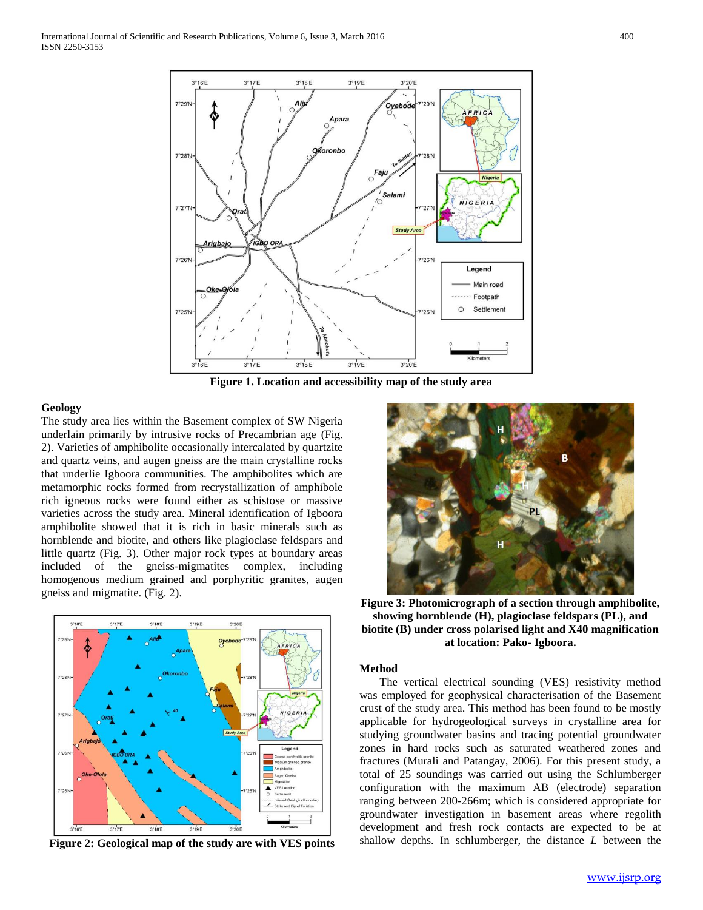Figure 1. Location and accessibility map of the study area

## Geology

The study area lies within the Basement complex of SW Nigeria underlain primarily by intrusive rocks of Precambrian age (Fig. 2). Varieties of amphibolite occasionally intercalated by quartzite and quartz veins, and augen gneiss are the main crystalline rocks that underlie Igboora communities. The amphibolites which are metamorphic rocks formed from recrystallization of amphibole rich igneous rocks were found either as schistose or massive varieties across the study area. Mineral identification of Igboora amphibolite showed that it is rich in basic minerals such as hornblende and biotite, and others like plagioclase feldspars and little quartz (Fig. 3). Other major rock types at boundary areas included of the gneiss-migmatites complex, including homogenous medium grained and porphyritic granites, augen gneiss and migmatite. (Fig. 2).

Figure 2: Geological map of the study are with VES points

Figure 3: Photomicrograph of a section through amphibolite, showing hornblende (H), plagioclase feldspars (PL), and biotite (B) under cross polarised light and X40 magnification at location: Pako- Igboora.

## Method

The vertical electrical sounding (VES) resistivity method was employed for geophysical characterisation of the Basement crust of the study area. This method has been found to be mostly applicable for hydrogeological surveys in crystalline area for studying groundwater basins and tracing potential groundwater zones in hard rocks such as saturated weathered zones and fractures (Murali and Patangay, 2006). For this present study, a total of 25 soundings was carried out using the Schlumberger configuration with the maximum AB (electrode) separation ranging between 200-266m; which is considered appropriate for groundwater investigation in basement areas where regolith development and fresh rock contacts are expected to be at shallow depths. In schlumberger, the distance *L* between the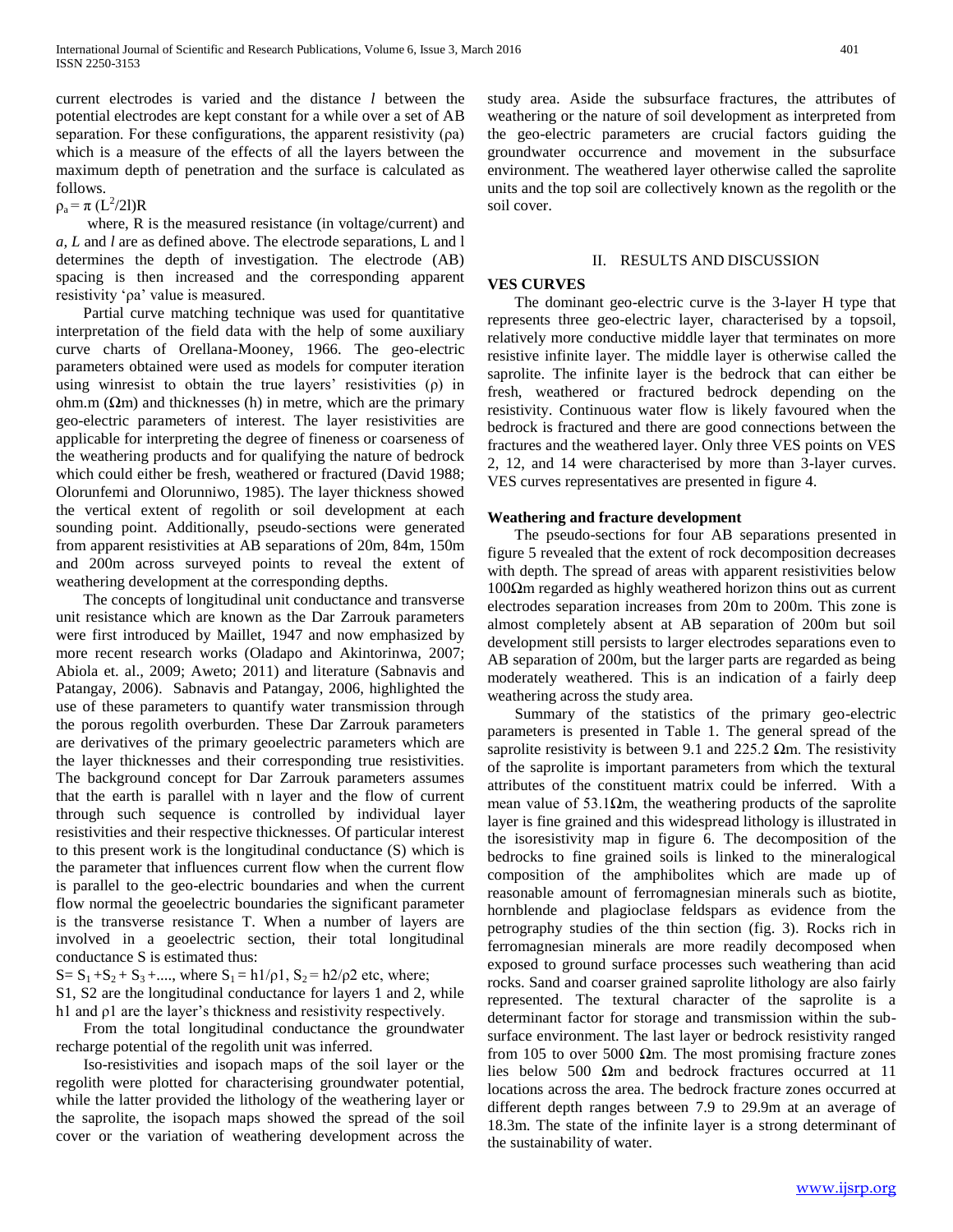current electrodes is varied and the distance *l* between the potential electrodes are kept constant for a while over a set of AB separation. For these configurations, the apparent resistivity (ρa) which is a measure of the effects of all the layers between the maximum depth of penetration and the surface is calculated as follows.

$\rho_a = \pi (L^2/2l)R$

where, R is the measured resistance (in voltage/current) and *a, L* and *l* are as defined above. The electrode separations, L and l determines the depth of investigation. The electrode (AB) spacing is then increased and the corresponding apparent resistivity 'ρa' value is measured.

Partial curve matching technique was used for quantitative interpretation of the field data with the help of some auxiliary curve charts of Orellana-Mooney, 1966. The geo-electric parameters obtained were used as models for computer iteration using winresist to obtain the true layers' resistivities (ρ) in ohm.m (Ωm) and thicknesses (h) in metre, which are the primary geo-electric parameters of interest. The layer resistivities are applicable for interpreting the degree of fineness or coarseness of the weathering products and for qualifying the nature of bedrock which could either be fresh, weathered or fractured (David 1988; Olorunfemi and Olorunniwo, 1985). The layer thickness showed the vertical extent of regolith or soil development at each sounding point. Additionally, pseudo-sections were generated from apparent resistivities at AB separations of 20m, 84m, 150m and 200m across surveyed points to reveal the extent of weathering development at the corresponding depths.

The concepts of longitudinal unit conductance and transverse unit resistance which are known as the Dar Zarrouk parameters were first introduced by Maillet, 1947 and now emphasized by more recent research works (Oladapo and Akintorinwa, 2007; Abiola et. al., 2009; Aweto; 2011) and literature (Sabnavis and Patangay, 2006). Sabnavis and Patangay, 2006, highlighted the use of these parameters to quantify water transmission through the porous regolith overburden. These Dar Zarrouk parameters are derivatives of the primary geoelectric parameters which are the layer thicknesses and their corresponding true resistivities. The background concept for Dar Zarrouk parameters assumes that the earth is parallel with n layer and the flow of current through such sequence is controlled by individual layer resistivities and their respective thicknesses. Of particular interest to this present work is the longitudinal conductance (S) which is the parameter that influences current flow when the current flow is parallel to the geo-electric boundaries and when the current flow normal the geoelectric boundaries the significant parameter is the transverse resistance T. When a number of layers are involved in a geoelectric section, their total longitudinal conductance S is estimated thus:

$S = S_1 + S_2 + S_3 + ....$, where $S_1 = h1/\rho1$, $S_2 = h2/\rho2$ etc, where;

S1, S2 are the longitudinal conductance for layers 1 and 2, while h1 and ρ1 are the layer's thickness and resistivity respectively.

From the total longitudinal conductance the groundwater recharge potential of the regolith unit was inferred.

Iso-resistivities and isopach maps of the soil layer or the regolith were plotted for characterising groundwater potential, while the latter provided the lithology of the weathering layer or the saprolite, the isopach maps showed the spread of the soil cover or the variation of weathering development across the study area. Aside the subsurface fractures, the attributes of weathering or the nature of soil development as interpreted from the geo-electric parameters are crucial factors guiding the groundwater occurrence and movement in the subsurface environment. The weathered layer otherwise called the saprolite units and the top soil are collectively known as the regolith or the soil cover.

## II. RESULTS AND DISCUSSION

### VES CURVES

The dominant geo-electric curve is the 3-layer H type that represents three geo-electric layer, characterised by a topsoil, relatively more conductive middle layer that terminates on more resistive infinite layer. The middle layer is otherwise called the saprolite. The infinite layer is the bedrock that can either be fresh, weathered or fractured bedrock depending on the resistivity. Continuous water flow is likely favoured when the bedrock is fractured and there are good connections between the fractures and the weathered layer. Only three VES points on VES 2, 12, and 14 were characterised by more than 3-layer curves. VES curves representatives are presented in figure 4.

### Weathering and fracture development

The pseudo-sections for four AB separations presented in figure 5 revealed that the extent of rock decomposition decreases with depth. The spread of areas with apparent resistivities below 100Ωm regarded as highly weathered horizon thins out as current electrodes separation increases from 20m to 200m. This zone is almost completely absent at AB separation of 200m but soil development still persists to larger electrodes separations even to AB separation of 200m, but the larger parts are regarded as being moderately weathered. This is an indication of a fairly deep weathering across the study area.

Summary of the statistics of the primary geo-electric parameters is presented in Table 1. The general spread of the saprolite resistivity is between 9.1 and 225.2 Ωm. The resistivity of the saprolite is important parameters from which the textural attributes of the constituent matrix could be inferred. With a mean value of 53.1Ωm, the weathering products of the saprolite layer is fine grained and this widespread lithology is illustrated in the isoresistivity map in figure 6. The decomposition of the bedrocks to fine grained soils is linked to the mineralogical composition of the amphibolites which are made up of reasonable amount of ferromagnesian minerals such as biotite, hornblende and plagioclase feldspars as evidence from the petrography studies of the thin section (fig. 3). Rocks rich in ferromagnesian minerals are more readily decomposed when exposed to ground surface processes such weathering than acid rocks. Sand and coarser grained saprolite lithology are also fairly represented. The textural character of the saprolite is a determinant factor for storage and transmission within the sub-surface environment. The last layer or bedrock resistivity ranged from 105 to over 5000 Ωm. The most promising fracture zones lies below 500 Ωm and bedrock fractures occurred at 11 locations across the area. The bedrock fracture zones occurred at different depth ranges between 7.9 to 29.9m at an average of 18.3m. The state of the infinite layer is a strong determinant of the sustainability of water.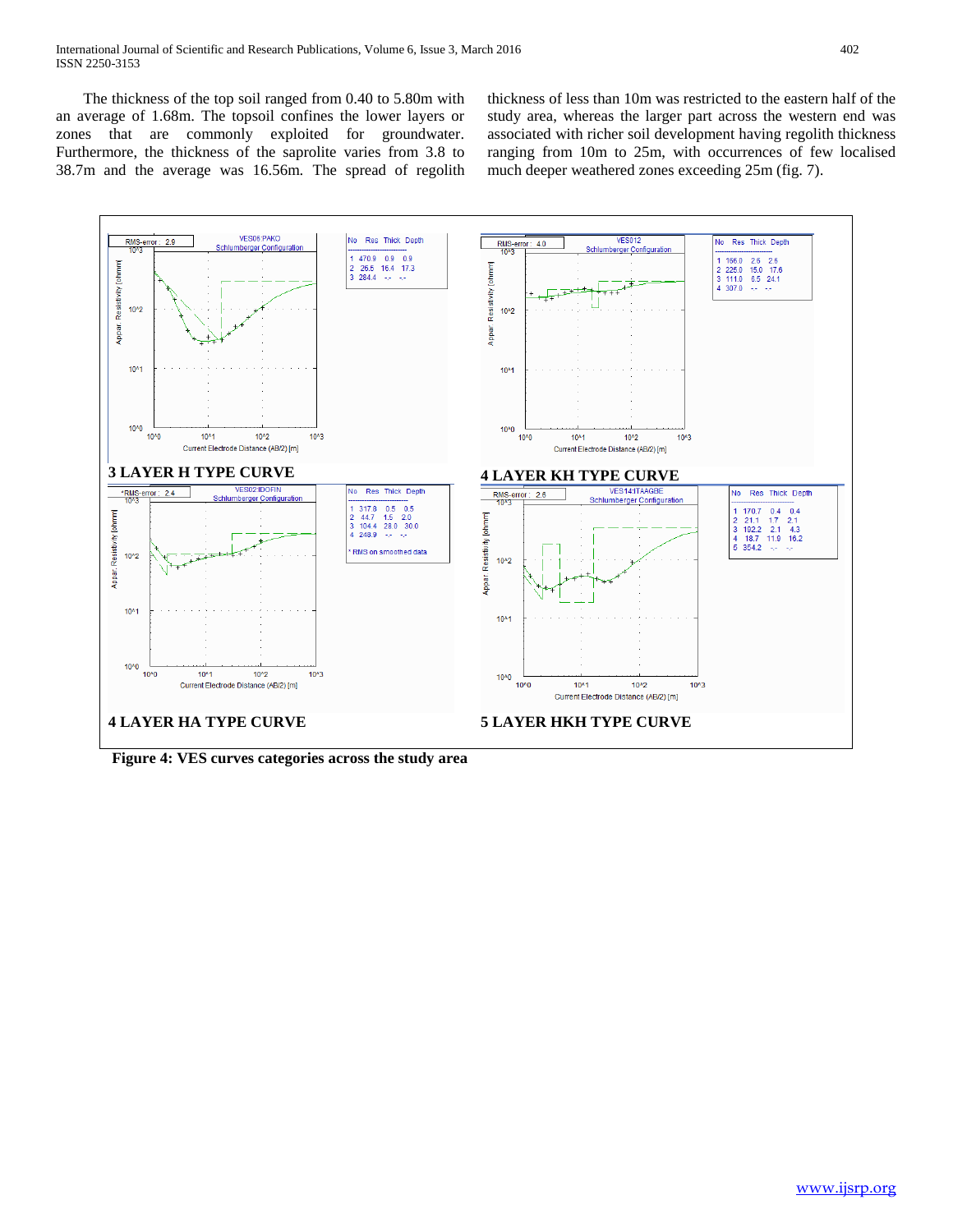The thickness of the top soil ranged from 0.40 to 5.80m with an average of 1.68m. The topsoil confines the lower layers or zones that are commonly exploited for groundwater. Furthermore, the thickness of the saprolite varies from 3.8 to 38.7m and the average was 16.56m. The spread of regolith thickness of less than 10m was restricted to the eastern half of the study area, whereas the larger part across the western end was associated with richer soil development having regolith thickness ranging from 10m to 25m, with occurrences of few localised much deeper weathered zones exceeding 25m (fig. 7).

**3 LAYER H TYPE CURVE**

**4 LAYER KH TYPE CURVE**

**4 LAYER HA TYPE CURVE**

**5 LAYER HKH TYPE CURVE**

**Figure 4: VES curves categories across the study area**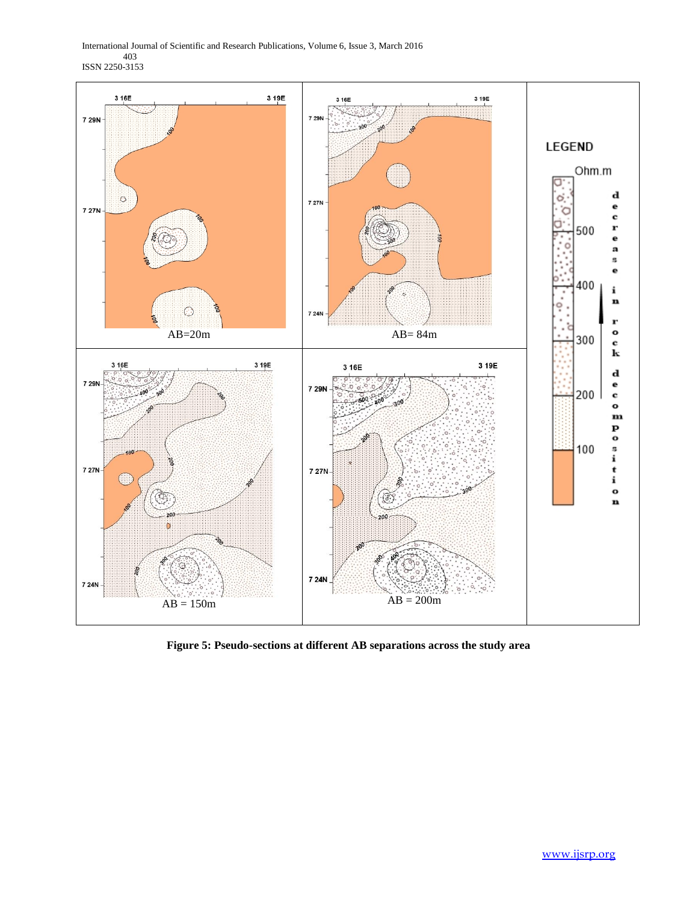**Figure 5: Pseudo-sections at different AB separations across the study area**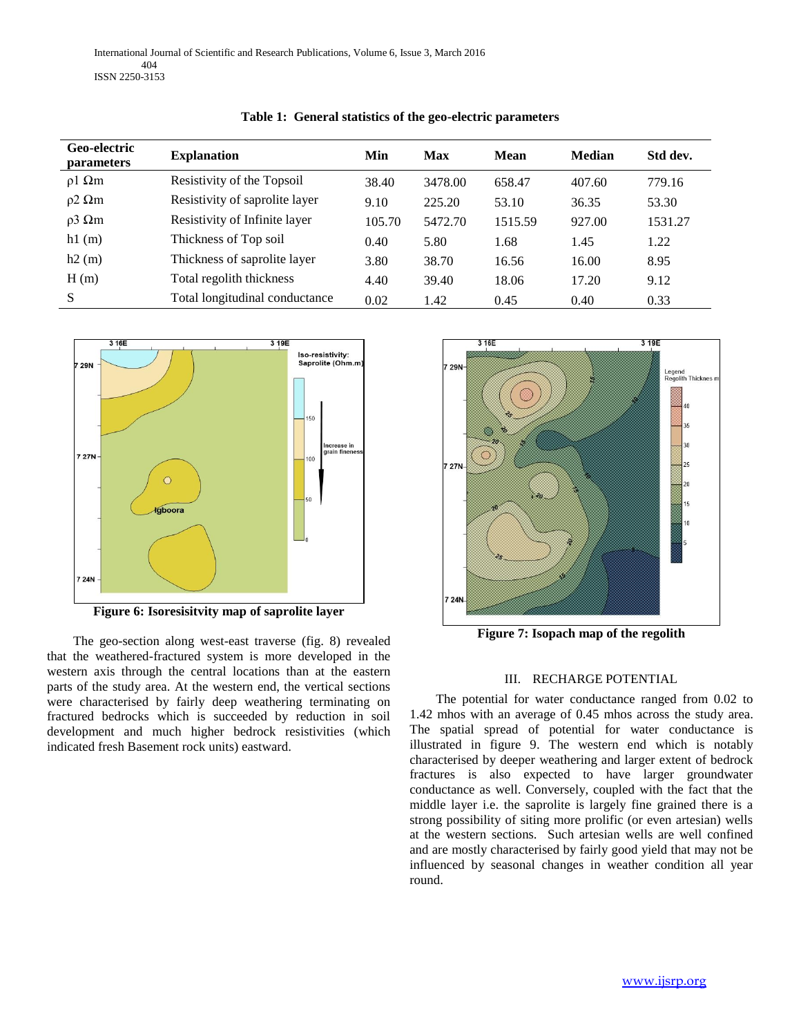**Table 1: General statistics of the geo-electric parameters**

| Geo-electric parameters | Explanation | Min | Max | Mean | Median | Std dev. |
|---|---|---|---|---|---|---|
| $\rho1$ Ωm | Resistivity of the Topsoil | 38.40 | 3478.00 | 658.47 | 407.60 | 779.16 |
| $\rho2$ Ωm | Resistivity of saprolite layer | 9.10 | 225.20 | 53.10 | 36.35 | 53.30 |
| $\rho3$ Ωm | Resistivity of Infinite layer | 105.70 | 5472.70 | 1515.59 | 927.00 | 1531.27 |
| h1 (m) | Thickness of Top soil | 0.40 | 5.80 | 1.68 | 1.45 | 1.22 |
| h2 (m) | Thickness of saprolite layer | 3.80 | 38.70 | 16.56 | 16.00 | 8.95 |
| H (m) | Total regolith thickness | 4.40 | 39.40 | 18.06 | 17.20 | 9.12 |
| S | Total longitudinal conductance | 0.02 | 1.42 | 0.45 | 0.40 | 0.33 |

**Figure 6: Isoresisitvity map of saprolite layer**

**Figure 7: Isopach map of the regolith**

The geo-section along west-east traverse (fig. 8) revealed that the weathered-fractured system is more developed in the western axis through the central locations than at the eastern parts of the study area. At the western end, the vertical sections were characterised by fairly deep weathering terminating on fractured bedrocks which is succeeded by reduction in soil development and much higher bedrock resistivities (which indicated fresh Basement rock units) eastward.

## III. RECHARGE POTENTIAL

The potential for water conductance ranged from 0.02 to 1.42 mhos with an average of 0.45 mhos across the study area. The spatial spread of potential for water conductance is illustrated in figure 9. The western end which is notably characterised by deeper weathering and larger extent of bedrock fractures is also expected to have larger groundwater conductance as well. Conversely, coupled with the fact that the middle layer i.e. the saprolite is largely fine grained there is a strong possibility of siting more prolific (or even artesian) wells at the western sections. Such artesian wells are well confined and are mostly characterised by fairly good yield that may not be influenced by seasonal changes in weather condition all year round.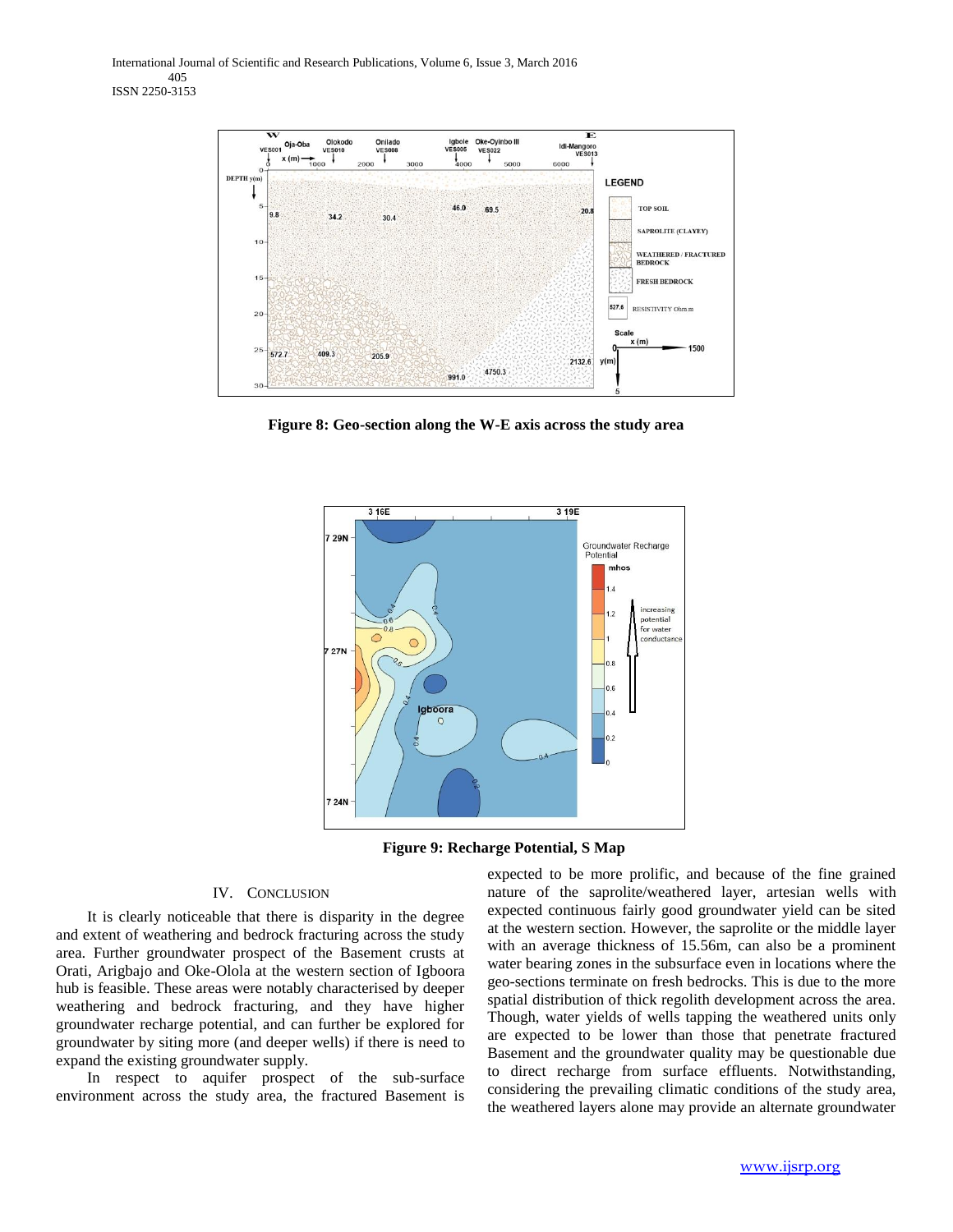**Figure 8: Geo-section along the W-E axis across the study area**

**Figure 9: Recharge Potential, S Map**

## IV. CONCLUSION

It is clearly noticeable that there is disparity in the degree and extent of weathering and bedrock fracturing across the study area. Further groundwater prospect of the Basement crusts at Orati, Arigbajo and Oke-Olola at the western section of Igboora hub is feasible. These areas were notably characterised by deeper weathering and bedrock fracturing, and they have higher groundwater recharge potential, and can further be explored for groundwater by siting more (and deeper wells) if there is need to expand the existing groundwater supply.

In respect to aquifer prospect of the sub-surface environment across the study area, the fractured Basement is expected to be more prolific, and because of the fine grained nature of the saprolite/weathered layer, artesian wells with expected continuous fairly good groundwater yield can be sited at the western section. However, the saprolite or the middle layer with an average thickness of 15.56m, can also be a prominent water bearing zones in the subsurface even in locations where the geo-sections terminate on fresh bedrocks. This is due to the more spatial distribution of thick regolith development across the area. Though, water yields of wells tapping the weathered units only are expected to be lower than those that penetrate fractured Basement and the groundwater quality may be questionable due to direct recharge from surface effluents. Notwithstanding, considering the prevailing climatic conditions of the study area, the weathered layers alone may provide an alternate groundwater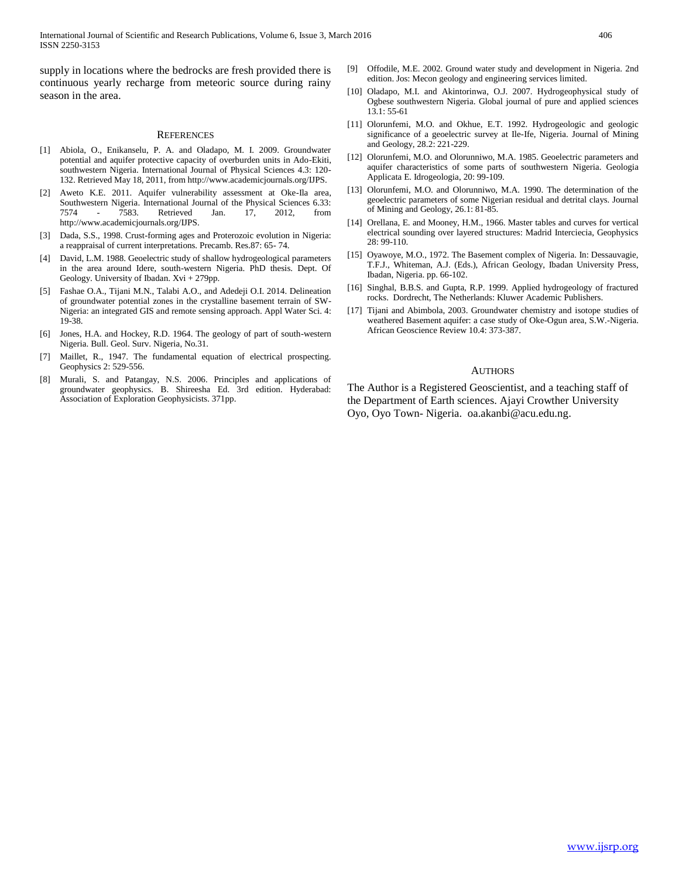supply in locations where the bedrocks are fresh provided there is continuous yearly recharge from meteoric source during rainy season in the area.

## References

[1] Abiola, O., Enikanselu, P. A. and Oladapo, M. I. 2009. Groundwater potential and aquifer protective capacity of overburden units in Ado-Ekiti, southwestern Nigeria. International Journal of Physical Sciences 4.3: 120-132. Retrieved May 18, 2011, from http://www.academicjournals.org/IJPS.

[2] Aweto K.E. 2011. Aquifer vulnerability assessment at Oke-Ila area, Southwestern Nigeria. International Journal of the Physical Sciences 6.33: 7574 - 7583. Retrieved Jan. 17, 2012, from http://www.academicjournals.org/IJPS.

[3] Dada, S.S., 1998. Crust-forming ages and Proterozoic evolution in Nigeria: a reappraisal of current interpretations. Precamb. Res.87: 65- 74.

[4] David, L.M. 1988. Geoelectric study of shallow hydrogeological parameters in the area around Idere, south-western Nigeria. PhD thesis. Dept. Of Geology. University of Ibadan. Xvi + 279pp.

[5] Fashae O.A., Tijani M.N., Talabi A.O., and Adedeji O.I. 2014. Delineation of groundwater potential zones in the crystalline basement terrain of SW-Nigeria: an integrated GIS and remote sensing approach. Appl Water Sci. 4: 19-38.

[6] Jones, H.A. and Hockey, R.D. 1964. The geology of part of south-western Nigeria. Bull. Geol. Surv. Nigeria, No.31.

[7] Maillet, R., 1947. The fundamental equation of electrical prospecting. Geophysics 2: 529-556.

[8] Murali, S. and Patangay, N.S. 2006. Principles and applications of groundwater geophysics. B. Shireesha Ed. 3rd edition. Hyderabad: Association of Exploration Geophysicists. 371pp.

[9] Offodile, M.E. 2002. Ground water study and development in Nigeria. 2nd edition. Jos: Mecon geology and engineering services limited.

[10] Oladapo, M.I. and Akintorinwa, O.J. 2007. Hydrogeophysical study of Ogbese southwestern Nigeria. Global journal of pure and applied sciences 13.1: 55-61

[11] Olorunfemi, M.O. and Okhue, E.T. 1992. Hydrogeologic and geologic significance of a geoelectric survey at Ile-Ife, Nigeria. Journal of Mining and Geology, 28.2: 221-229.

[12] Olorunfemi, M.O. and Olorunniwo, M.A. 1985. Geoelectric parameters and aquifer characteristics of some parts of southwestern Nigeria. Geologia Applicata E. Idrogeologia, 20: 99-109.

[13] Olorunfemi, M.O. and Olorunniwo, M.A. 1990. The determination of the geoelectric parameters of some Nigerian residual and detrital clays. Journal of Mining and Geology, 26.1: 81-85.

[14] Orellana, E. and Mooney, H.M., 1966. Master tables and curves for vertical electrical sounding over layered structures: Madrid Interciecia, Geophysics 28: 99-110.

[15] Oyawoye, M.O., 1972. The Basement complex of Nigeria. In: Dessauvagie, T.F.J., Whiteman, A.J. (Eds.), African Geology, Ibadan University Press, Ibadan, Nigeria. pp. 66-102.

[16] Singhal, B.B.S. and Gupta, R.P. 1999. Applied hydrogeology of fractured rocks. Dordrecht, The Netherlands: Kluwer Academic Publishers.

[17] Tijani and Abimbola, 2003. Groundwater chemistry and isotope studies of weathered Basement aquifer: a case study of Oke-Ogun area, S.W.-Nigeria. African Geoscience Review 10.4: 373-387.

## Authors

The Author is a Registered Geoscientist, and a teaching staff of the Department of Earth sciences. Ajayi Crowther University Oyo, Oyo Town- Nigeria. oa.akanbi@acu.edu.ng.